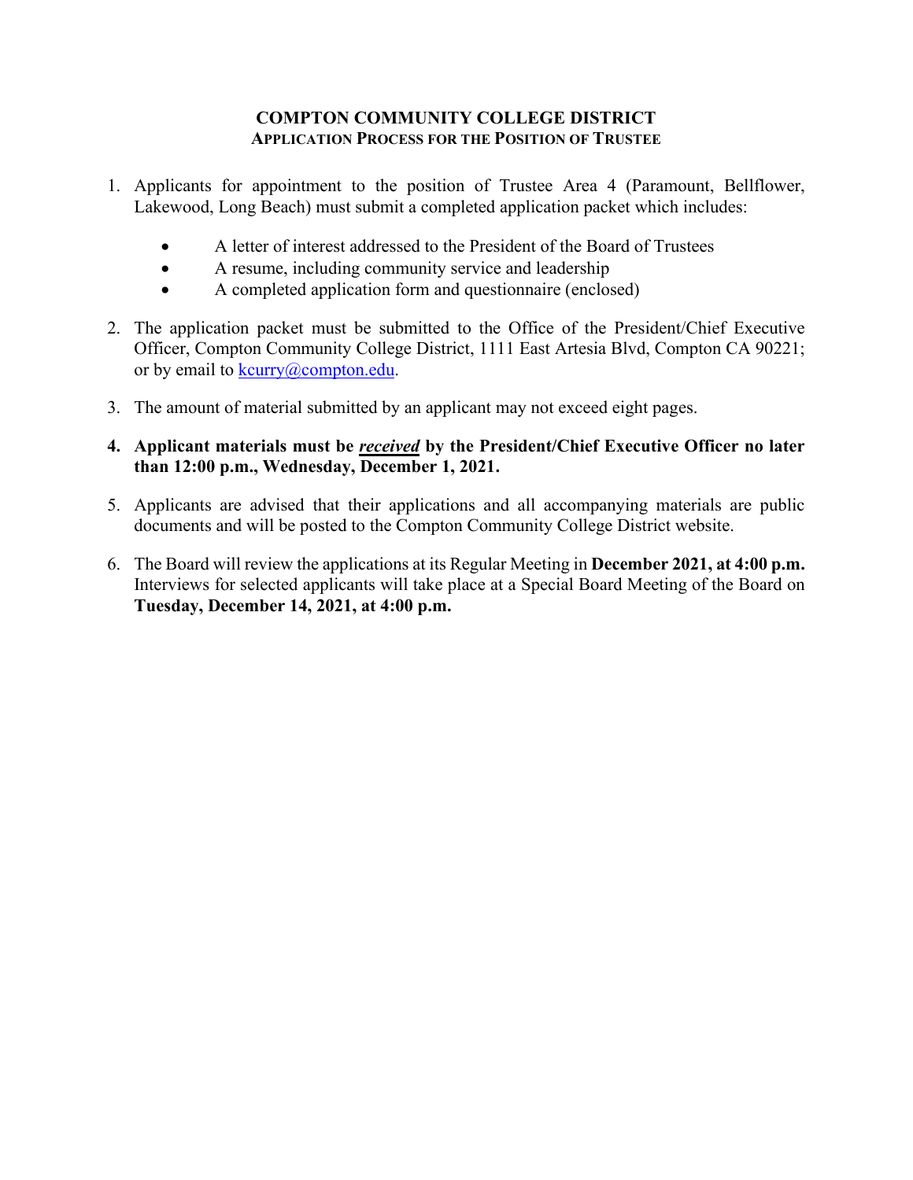# COMPTON COMMUNITY COLLEGE DISTRICT

## APPLICATION PROCESS FOR THE POSITION OF TRUSTEE

1. Applicants for appointment to the position of Trustee Area 4 (Paramount, Bellflower, Lakewood, Long Beach) must submit a completed application packet which includes:

   - A letter of interest addressed to the President of the Board of Trustees
   - A resume, including community service and leadership
   - A completed application form and questionnaire (enclosed)

2. The application packet must be submitted to the Office of the President/Chief Executive Officer, Compton Community College District, 1111 East Artesia Blvd, Compton CA 90221; or by email to kcurry@compton.edu.

3. The amount of material submitted by an applicant may not exceed eight pages.

4. **Applicant materials must be *received* by the President/Chief Executive Officer no later than 12:00 p.m., Wednesday, December 1, 2021.**

5. Applicants are advised that their applications and all accompanying materials are public documents and will be posted to the Compton Community College District website.

6. The Board will review the applications at its Regular Meeting in **December 2021, at 4:00 p.m.** Interviews for selected applicants will take place at a Special Board Meeting of the Board on **Tuesday, December 14, 2021, at 4:00 p.m.**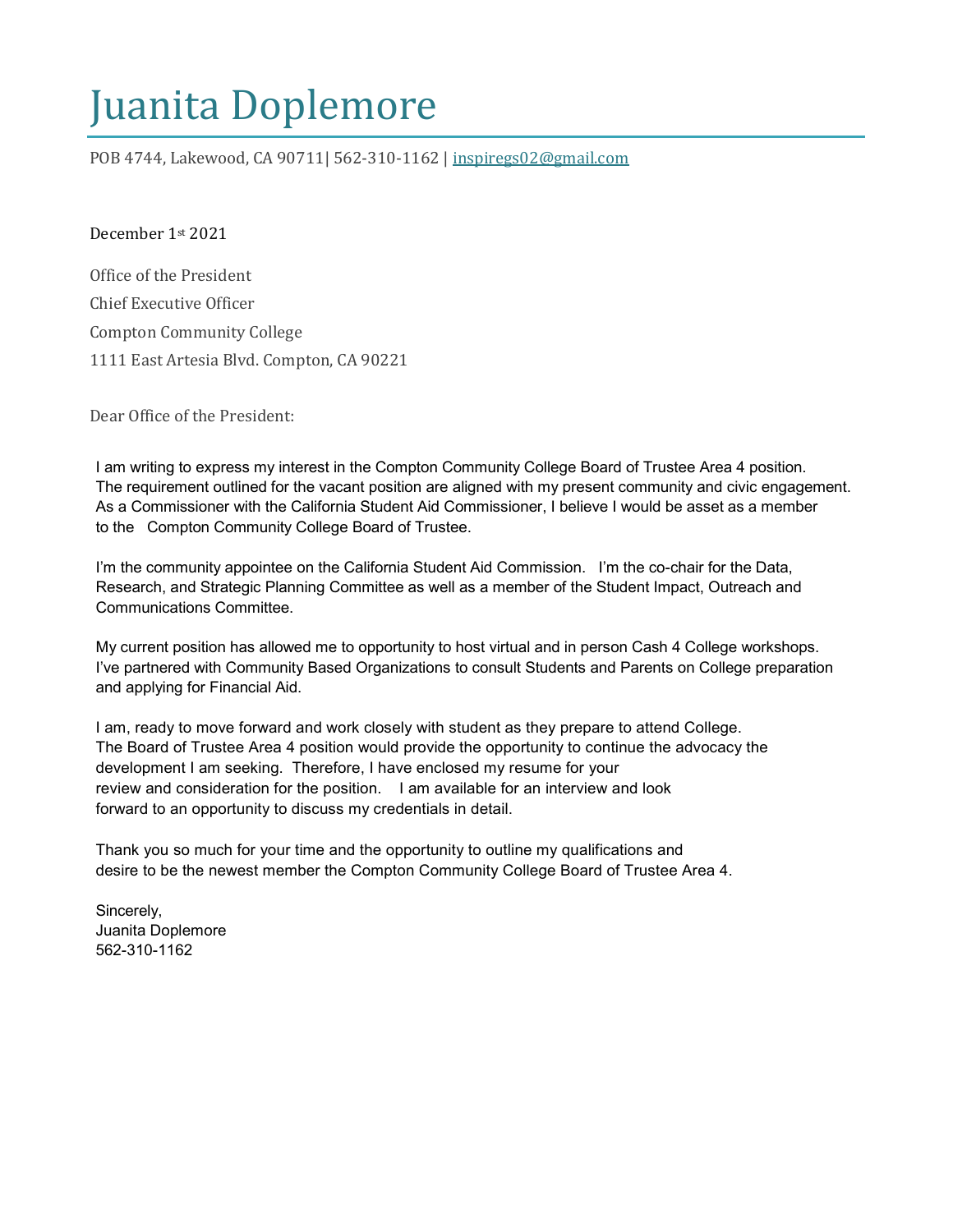# Juanita Doplemore

POB 4744, Lakewood, CA 90711| 562-310-1162 | inspiregs02@gmail.com

December 1st 2021

Office of the President

Chief Executive Officer

Compton Community College

1111 East Artesia Blvd. Compton, CA 90221

Dear Office of the President:

I am writing to express my interest in the Compton Community College Board of Trustee Area 4 position. The requirement outlined for the vacant position are aligned with my present community and civic engagement. As a Commissioner with the California Student Aid Commissioner, I believe I would be asset as a member to the Compton Community College Board of Trustee.

I'm the community appointee on the California Student Aid Commission. I'm the co-chair for the Data, Research, and Strategic Planning Committee as well as a member of the Student Impact, Outreach and Communications Committee.

My current position has allowed me to opportunity to host virtual and in person Cash 4 College workshops. I've partnered with Community Based Organizations to consult Students and Parents on College preparation and applying for Financial Aid.

I am, ready to move forward and work closely with student as they prepare to attend College. The Board of Trustee Area 4 position would provide the opportunity to continue the advocacy the development I am seeking. Therefore, I have enclosed my resume for your review and consideration for the position. I am available for an interview and look forward to an opportunity to discuss my credentials in detail.

Thank you so much for your time and the opportunity to outline my qualifications and desire to be the newest member the Compton Community College Board of Trustee Area 4.

Sincerely,
Juanita Doplemore
562-310-1162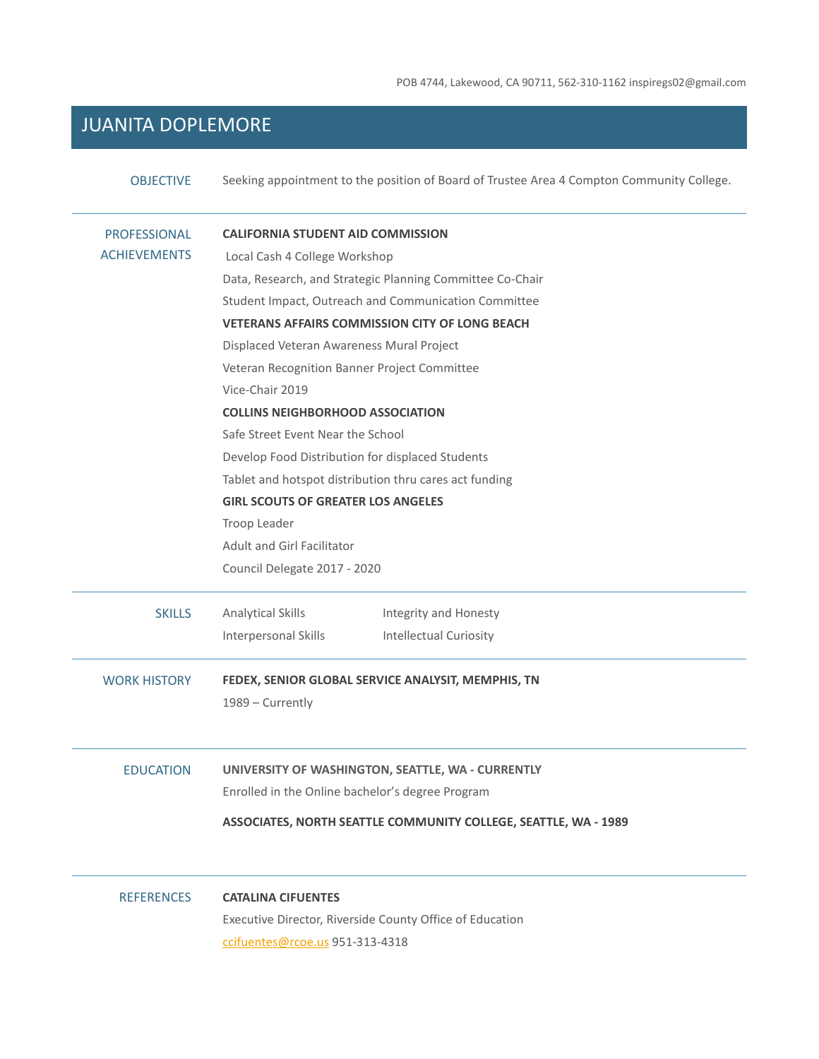POB 4744, Lakewood, CA 90711, 562-310-1162 inspiregs02@gmail.com

# JUANITA DOPLEMORE

## OBJECTIVE

Seeking appointment to the position of Board of Trustee Area 4 Compton Community College.

## PROFESSIONAL ACHIEVEMENTS

**CALIFORNIA STUDENT AID COMMISSION**

Local Cash 4 College Workshop

Data, Research, and Strategic Planning Committee Co-Chair

Student Impact, Outreach and Communication Committee

**VETERANS AFFAIRS COMMISSION CITY OF LONG BEACH**

Displaced Veteran Awareness Mural Project

Veteran Recognition Banner Project Committee

Vice-Chair 2019

**COLLINS NEIGHBORHOOD ASSOCIATION**

Safe Street Event Near the School

Develop Food Distribution for displaced Students

Tablet and hotspot distribution thru cares act funding

**GIRL SCOUTS OF GREATER LOS ANGELES**

Troop Leader

Adult and Girl Facilitator

Council Delegate 2017 - 2020

## SKILLS

- Analytical Skills
- Interpersonal Skills
- Integrity and Honesty
- Intellectual Curiosity

## WORK HISTORY

**FEDEX, SENIOR GLOBAL SERVICE ANALYSIT, MEMPHIS, TN**

1989 – Currently

## EDUCATION

**UNIVERSITY OF WASHINGTON, SEATTLE, WA - CURRENTLY**

Enrolled in the Online bachelor's degree Program

**ASSOCIATES, NORTH SEATTLE COMMUNITY COLLEGE, SEATTLE, WA - 1989**

## REFERENCES

**CATALINA CIFUENTES**

Executive Director, Riverside County Office of Education

ccifuentes@rcoe.us 951-313-4318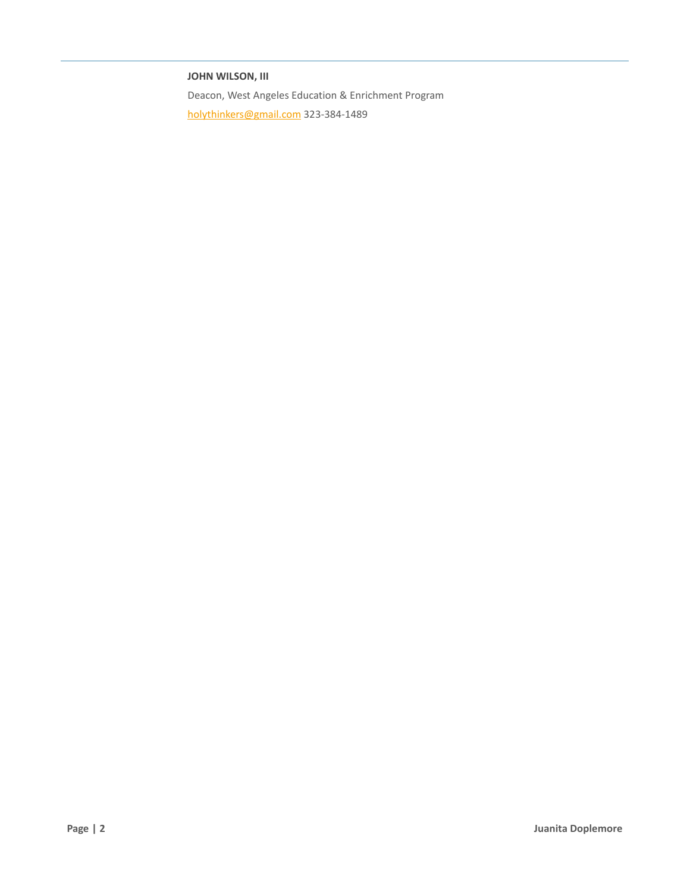**JOHN WILSON, III**

Deacon, West Angeles Education & Enrichment Program

holythinkers@gmail.com 323-384-1489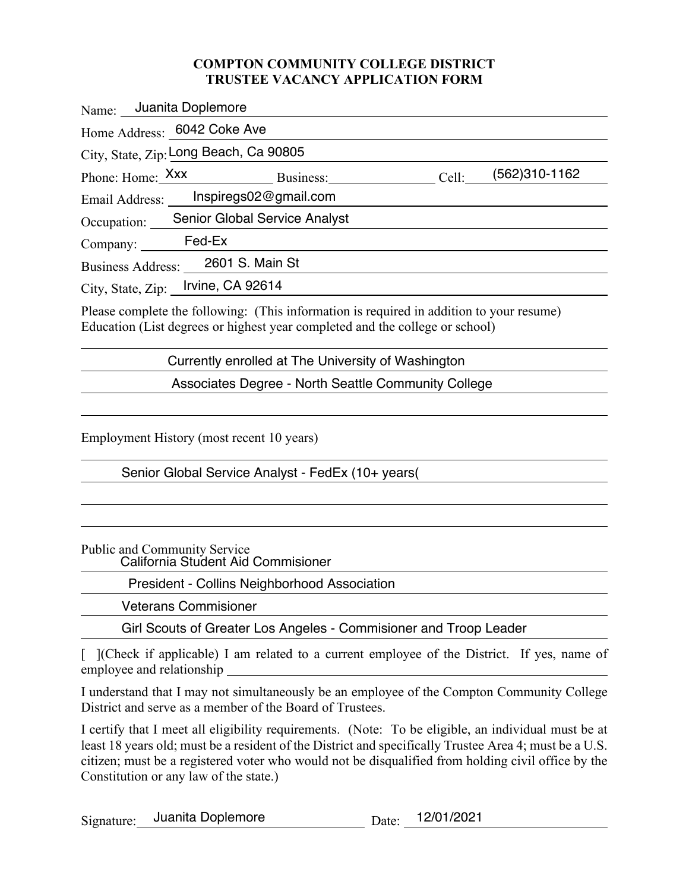**COMPTON COMMUNITY COLLEGE DISTRICT**
**TRUSTEE VACANCY APPLICATION FORM**

Name: Juanita Doplemore

Home Address: 6042 Coke Ave

City, State, Zip: Long Beach, Ca 90805

Phone: Home: Xxx Business: Cell: (562)310-1162

Email Address: Inspiregs02@gmail.com

Occupation: Senior Global Service Analyst

Company: Fed-Ex

Business Address: 2601 S. Main St

City, State, Zip: Irvine, CA 92614

Please complete the following: (This information is required in addition to your resume)
Education (List degrees or highest year completed and the college or school)

Currently enrolled at The University of Washington

Associates Degree - North Seattle Community College

Employment History (most recent 10 years)

Senior Global Service Analyst - FedEx (10+ years(

Public and Community Service

California Student Aid Commisioner

President - Collins Neighborhood Association

Veterans Commisioner

Girl Scouts of Greater Los Angeles - Commisioner and Troop Leader

[ ](Check if applicable) I am related to a current employee of the District. If yes, name of employee and relationship

I understand that I may not simultaneously be an employee of the Compton Community College District and serve as a member of the Board of Trustees.

I certify that I meet all eligibility requirements. (Note: To be eligible, an individual must be at least 18 years old; must be a resident of the District and specifically Trustee Area 4; must be a U.S. citizen; must be a registered voter who would not be disqualified from holding civil office by the Constitution or any law of the state.)

Signature: Juanita Doplemore Date: 12/01/2021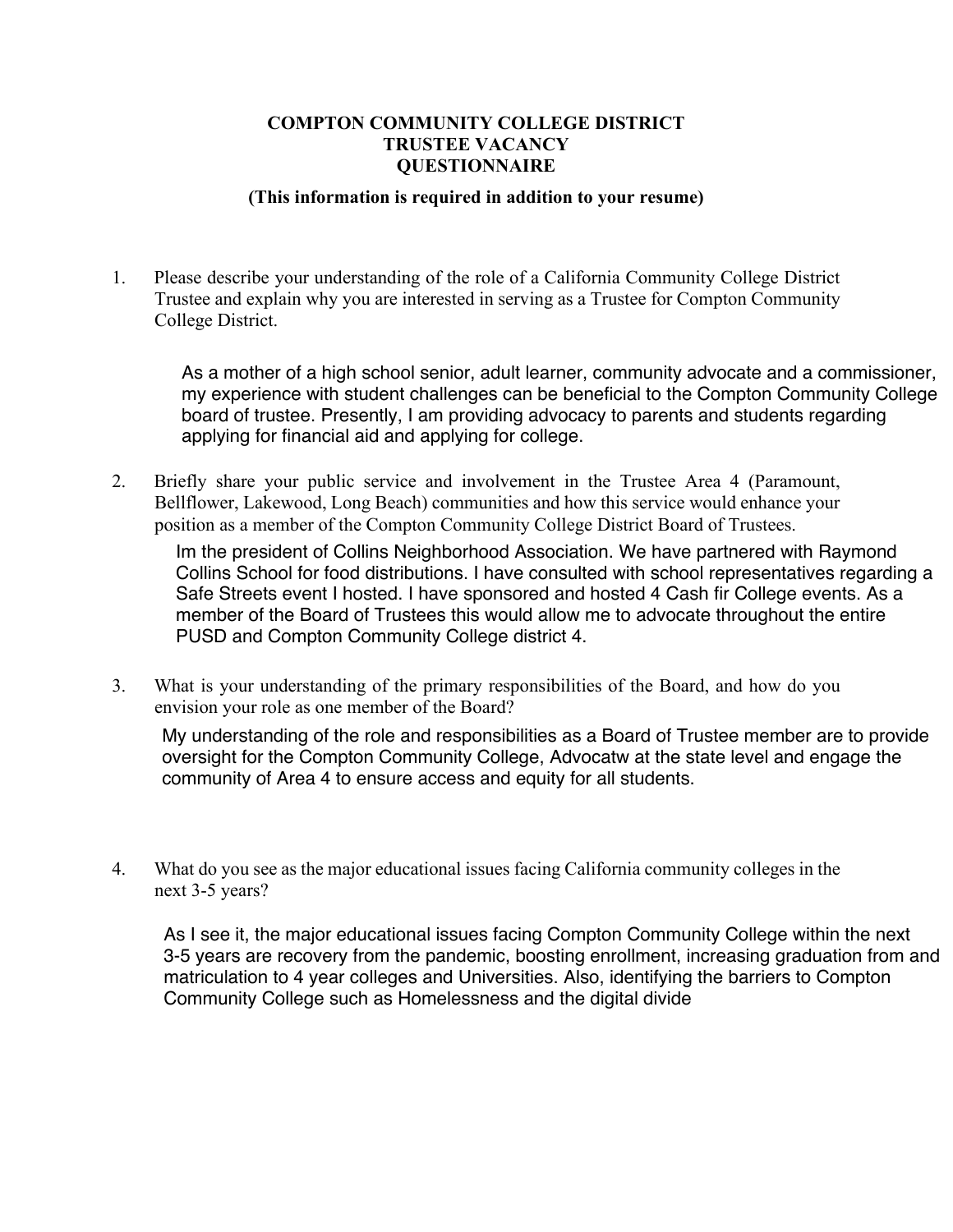**COMPTON COMMUNITY COLLEGE DISTRICT**
**TRUSTEE VACANCY**
**QUESTIONNAIRE**

**(This information is required in addition to your resume)**

1. Please describe your understanding of the role of a California Community College District Trustee and explain why you are interested in serving as a Trustee for Compton Community College District.

   As a mother of a high school senior, adult learner, community advocate and a commissioner, my experience with student challenges can be beneficial to the Compton Community College board of trustee. Presently, I am providing advocacy to parents and students regarding applying for financial aid and applying for college.

2. Briefly share your public service and involvement in the Trustee Area 4 (Paramount, Bellflower, Lakewood, Long Beach) communities and how this service would enhance your position as a member of the Compton Community College District Board of Trustees.

   Im the president of Collins Neighborhood Association. We have partnered with Raymond Collins School for food distributions. I have consulted with school representatives regarding a Safe Streets event I hosted. I have sponsored and hosted 4 Cash fir College events. As a member of the Board of Trustees this would allow me to advocate throughout the entire PUSD and Compton Community College district 4.

3. What is your understanding of the primary responsibilities of the Board, and how do you envision your role as one member of the Board?

   My understanding of the role and responsibilities as a Board of Trustee member are to provide oversight for the Compton Community College, Advocatw at the state level and engage the community of Area 4 to ensure access and equity for all students.

4. What do you see as the major educational issues facing California community colleges in the next 3-5 years?

   As I see it, the major educational issues facing Compton Community College within the next 3-5 years are recovery from the pandemic, boosting enrollment, increasing graduation from and matriculation to 4 year colleges and Universities. Also, identifying the barriers to Compton Community College such as Homelessness and the digital divide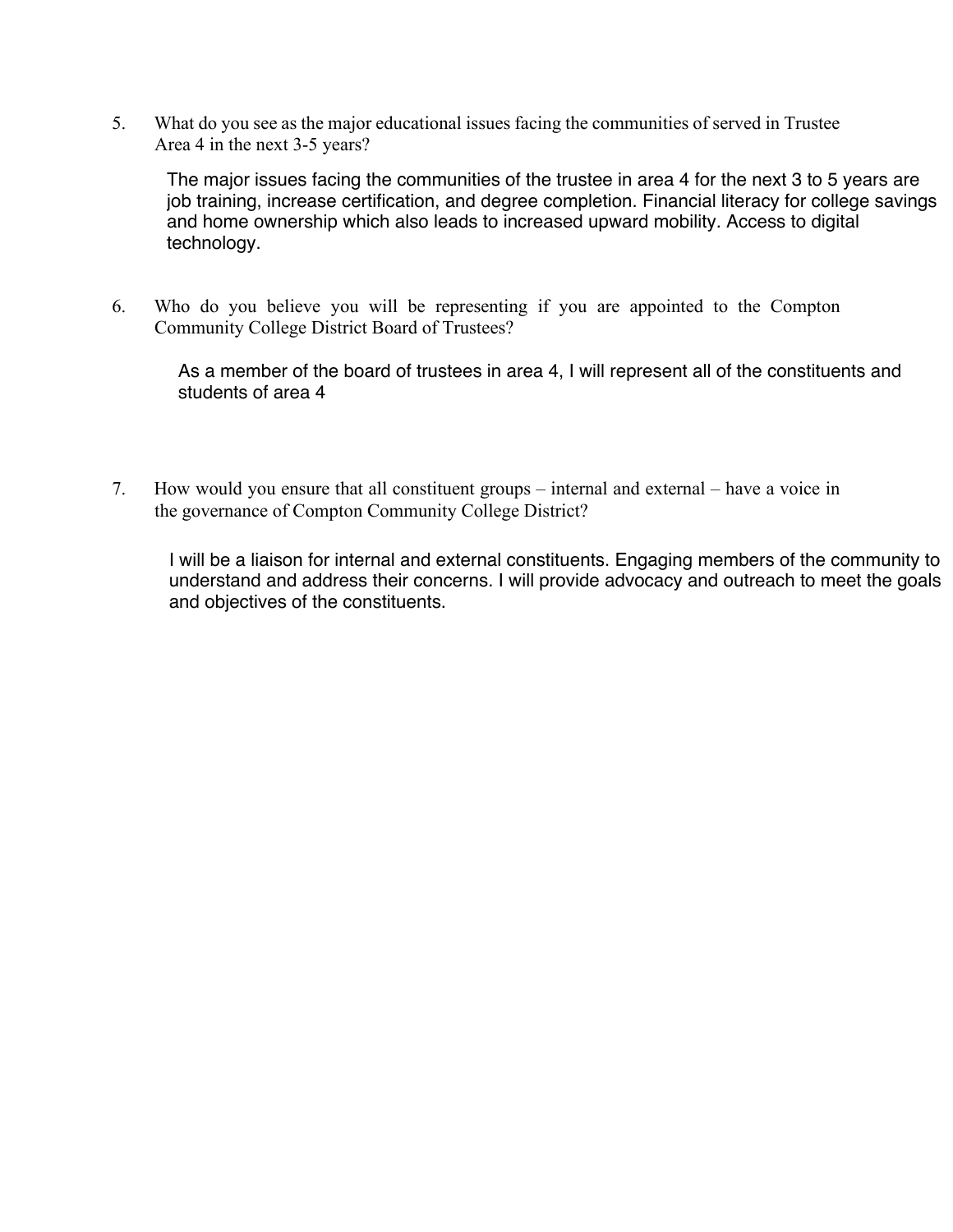5. What do you see as the major educational issues facing the communities of served in Trustee Area 4 in the next 3-5 years?

   The major issues facing the communities of the trustee in area 4 for the next 3 to 5 years are job training, increase certification, and degree completion. Financial literacy for college savings and home ownership which also leads to increased upward mobility. Access to digital technology.

6. Who do you believe you will be representing if you are appointed to the Compton Community College District Board of Trustees?

   As a member of the board of trustees in area 4, I will represent all of the constituents and students of area 4

7. How would you ensure that all constituent groups – internal and external – have a voice in the governance of Compton Community College District?

   I will be a liaison for internal and external constituents. Engaging members of the community to understand and address their concerns. I will provide advocacy and outreach to meet the goals and objectives of the constituents.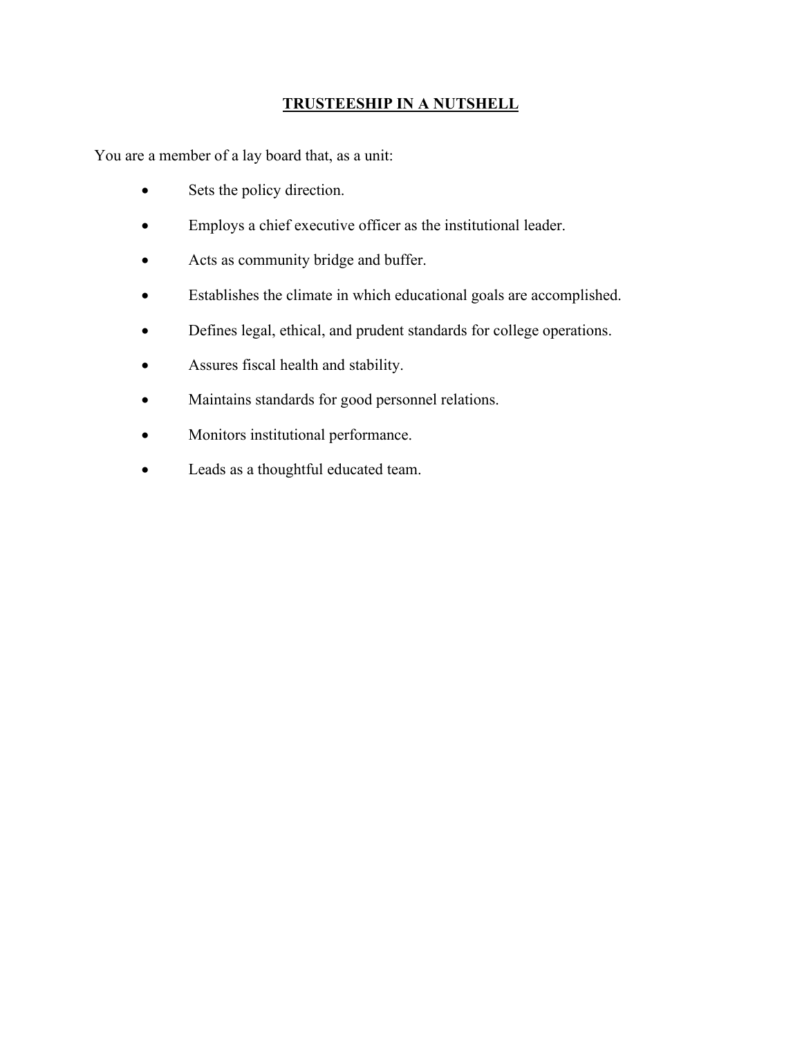## TRUSTEESHIP IN A NUTSHELL

You are a member of a lay board that, as a unit:

- Sets the policy direction.
- Employs a chief executive officer as the institutional leader.
- Acts as community bridge and buffer.
- Establishes the climate in which educational goals are accomplished.
- Defines legal, ethical, and prudent standards for college operations.
- Assures fiscal health and stability.
- Maintains standards for good personnel relations.
- Monitors institutional performance.
- Leads as a thoughtful educated team.